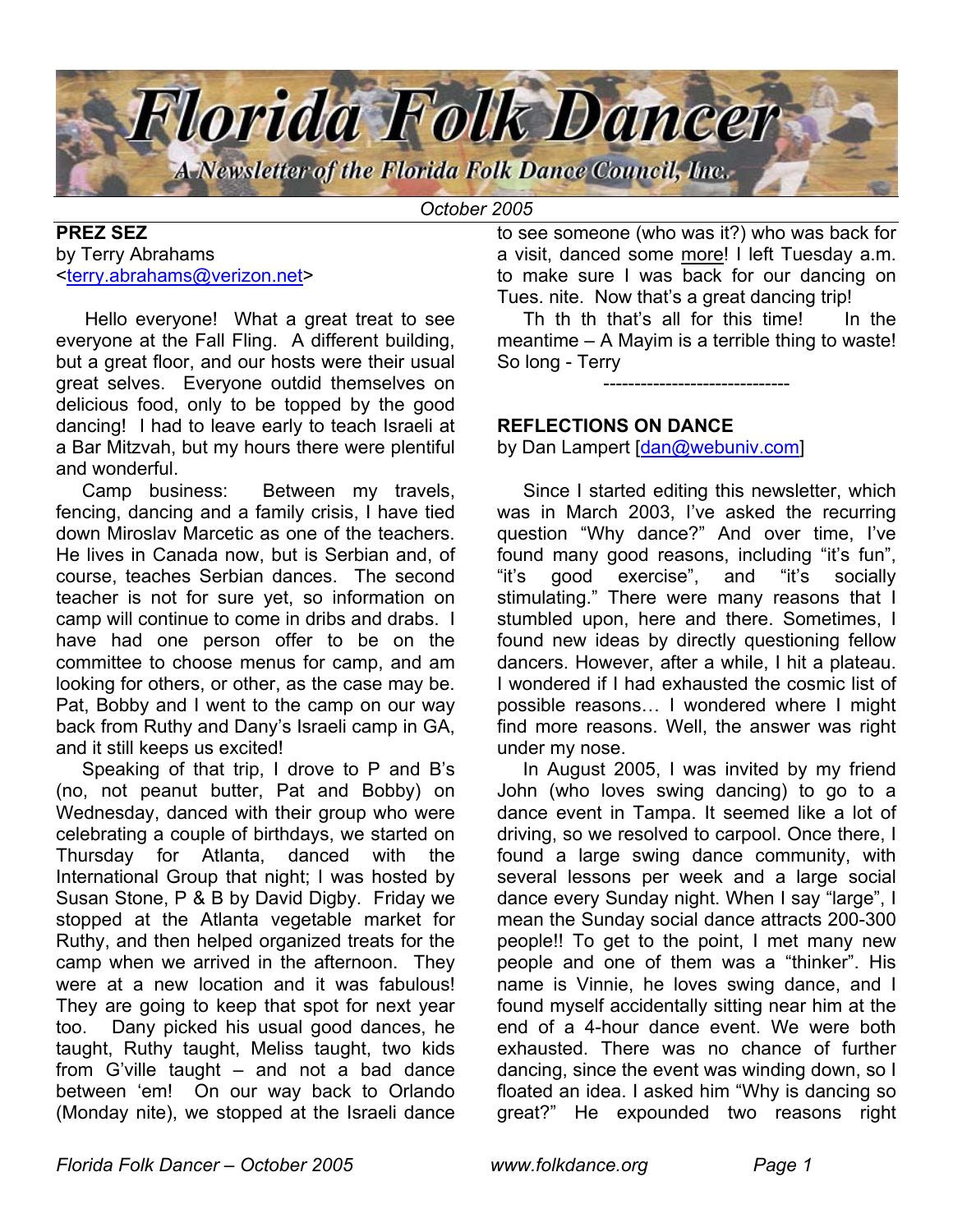# Florida Folk Dancer

*A Newsletter of the Florida Folk Dance Council, Inc.*

*October 2005*

## PREZ SEZ

by Terry Abrahams
<terry.abrahams@verizon.net>

Hello everyone! What a great treat to see everyone at the Fall Fling. A different building, but a great floor, and our hosts were their usual great selves. Everyone outdid themselves on delicious food, only to be topped by the good dancing! I had to leave early to teach Israeli at a Bar Mitzvah, but my hours there were plentiful and wonderful.

Camp business: Between my travels, fencing, dancing and a family crisis, I have tied down Miroslav Marcetic as one of the teachers. He lives in Canada now, but is Serbian and, of course, teaches Serbian dances. The second teacher is not for sure yet, so information on camp will continue to come in dribs and drabs. I have had one person offer to be on the committee to choose menus for camp, and am looking for others, or other, as the case may be. Pat, Bobby and I went to the camp on our way back from Ruthy and Dany's Israeli camp in GA, and it still keeps us excited!

Speaking of that trip, I drove to P and B's (no, not peanut butter, Pat and Bobby) on Wednesday, danced with their group who were celebrating a couple of birthdays, we started on Thursday for Atlanta, danced with the International Group that night; I was hosted by Susan Stone, P & B by David Digby. Friday we stopped at the Atlanta vegetable market for Ruthy, and then helped organized treats for the camp when we arrived in the afternoon. They were at a new location and it was fabulous! They are going to keep that spot for next year too. Dany picked his usual good dances, he taught, Ruthy taught, Meliss taught, two kids from G'ville taught – and not a bad dance between 'em! On our way back to Orlando (Monday nite), we stopped at the Israeli dance to see someone (who was it?) who was back for a visit, danced some more! I left Tuesday a.m. to make sure I was back for our dancing on Tues. nite. Now that's a great dancing trip!

Th th th that's all for this time! In the meantime – A Mayim is a terrible thing to waste! So long - Terry

------------------------------

## REFLECTIONS ON DANCE

by Dan Lampert [dan@webuniv.com]

Since I started editing this newsletter, which was in March 2003, I've asked the recurring question "Why dance?" And over time, I've found many good reasons, including "it's fun", "it's good exercise", and "it's socially stimulating." There were many reasons that I stumbled upon, here and there. Sometimes, I found new ideas by directly questioning fellow dancers. However, after a while, I hit a plateau. I wondered if I had exhausted the cosmic list of possible reasons… I wondered where I might find more reasons. Well, the answer was right under my nose.

In August 2005, I was invited by my friend John (who loves swing dancing) to go to a dance event in Tampa. It seemed like a lot of driving, so we resolved to carpool. Once there, I found a large swing dance community, with several lessons per week and a large social dance every Sunday night. When I say "large", I mean the Sunday social dance attracts 200-300 people!! To get to the point, I met many new people and one of them was a "thinker". His name is Vinnie, he loves swing dance, and I found myself accidentally sitting near him at the end of a 4-hour dance event. We were both exhausted. There was no chance of further dancing, since the event was winding down, so I floated an idea. I asked him "Why is dancing so great?" He expounded two reasons right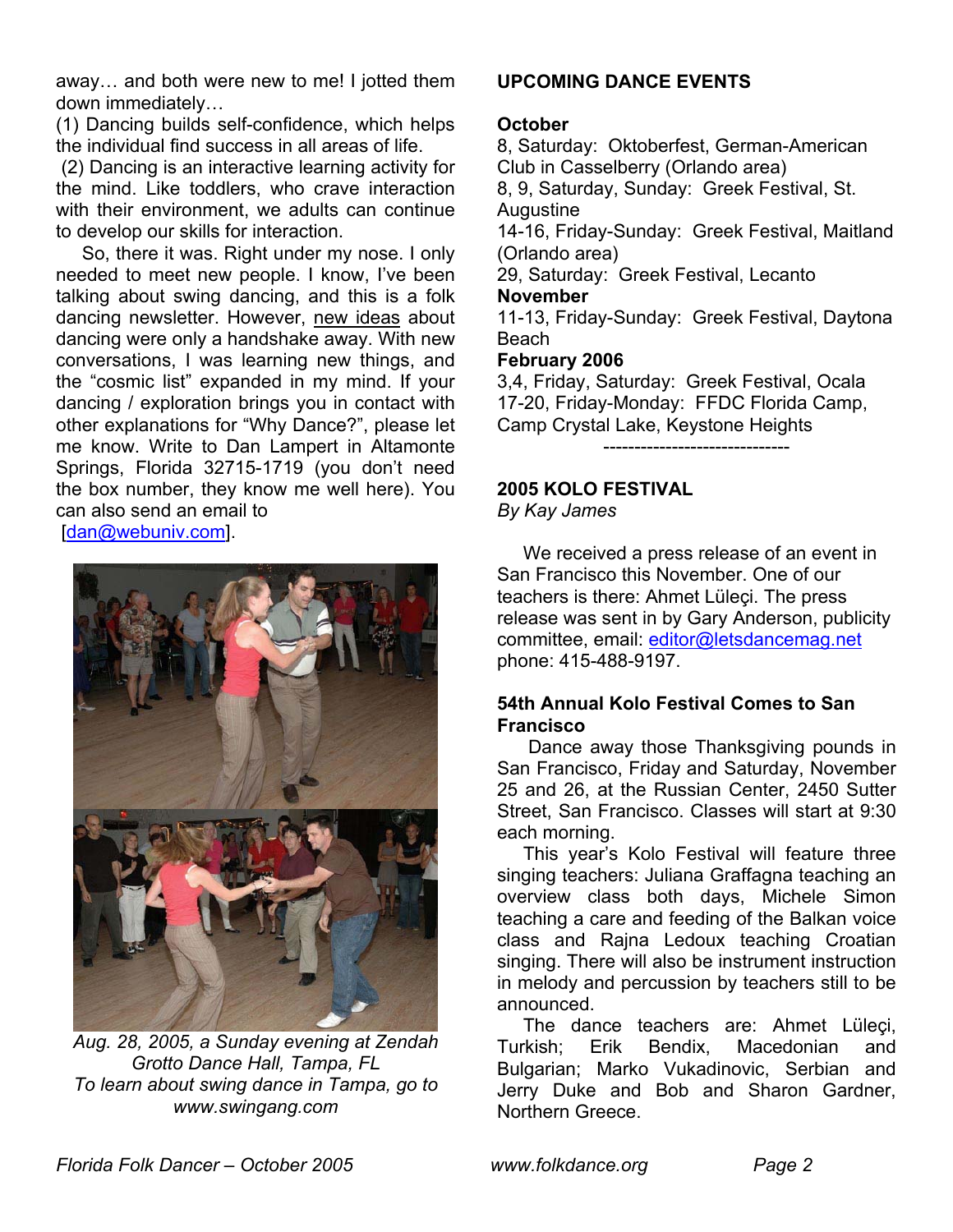away… and both were new to me! I jotted them down immediately…

(1) Dancing builds self-confidence, which helps the individual find success in all areas of life.

(2) Dancing is an interactive learning activity for the mind. Like toddlers, who crave interaction with their environment, we adults can continue to develop our skills for interaction.

So, there it was. Right under my nose. I only needed to meet new people. I know, I've been talking about swing dancing, and this is a folk dancing newsletter. However, new ideas about dancing were only a handshake away. With new conversations, I was learning new things, and the "cosmic list" expanded in my mind. If your dancing / exploration brings you in contact with other explanations for "Why Dance?", please let me know. Write to Dan Lampert in Altamonte Springs, Florida 32715-1719 (you don't need the box number, they know me well here). You can also send an email to [dan@webuniv.com].

*Aug. 28, 2005, a Sunday evening at Zendah Grotto Dance Hall, Tampa, FL*
*To learn about swing dance in Tampa, go to www.swingang.com*

## UPCOMING DANCE EVENTS

**October**
8, Saturday: Oktoberfest, German-American Club in Casselberry (Orlando area)
8, 9, Saturday, Sunday: Greek Festival, St. Augustine
14-16, Friday-Sunday: Greek Festival, Maitland (Orlando area)
29, Saturday: Greek Festival, Lecanto

**November**
11-13, Friday-Sunday: Greek Festival, Daytona Beach

**February 2006**
3,4, Friday, Saturday: Greek Festival, Ocala
17-20, Friday-Monday: FFDC Florida Camp, Camp Crystal Lake, Keystone Heights

------------------------------

## 2005 KOLO FESTIVAL

*By Kay James*

We received a press release of an event in San Francisco this November. One of our teachers is there: Ahmet Lüleçi. The press release was sent in by Gary Anderson, publicity committee, email: editor@letsdancemag.net phone: 415-488-9197.

### 54th Annual Kolo Festival Comes to San Francisco

Dance away those Thanksgiving pounds in San Francisco, Friday and Saturday, November 25 and 26, at the Russian Center, 2450 Sutter Street, San Francisco. Classes will start at 9:30 each morning.

This year's Kolo Festival will feature three singing teachers: Juliana Graffagna teaching an overview class both days, Michele Simon teaching a care and feeding of the Balkan voice class and Rajna Ledoux teaching Croatian singing. There will also be instrument instruction in melody and percussion by teachers still to be announced.

The dance teachers are: Ahmet Lüleçi, Turkish; Erik Bendix, Macedonian and Bulgarian; Marko Vukadinovic, Serbian and Jerry Duke and Bob and Sharon Gardner, Northern Greece.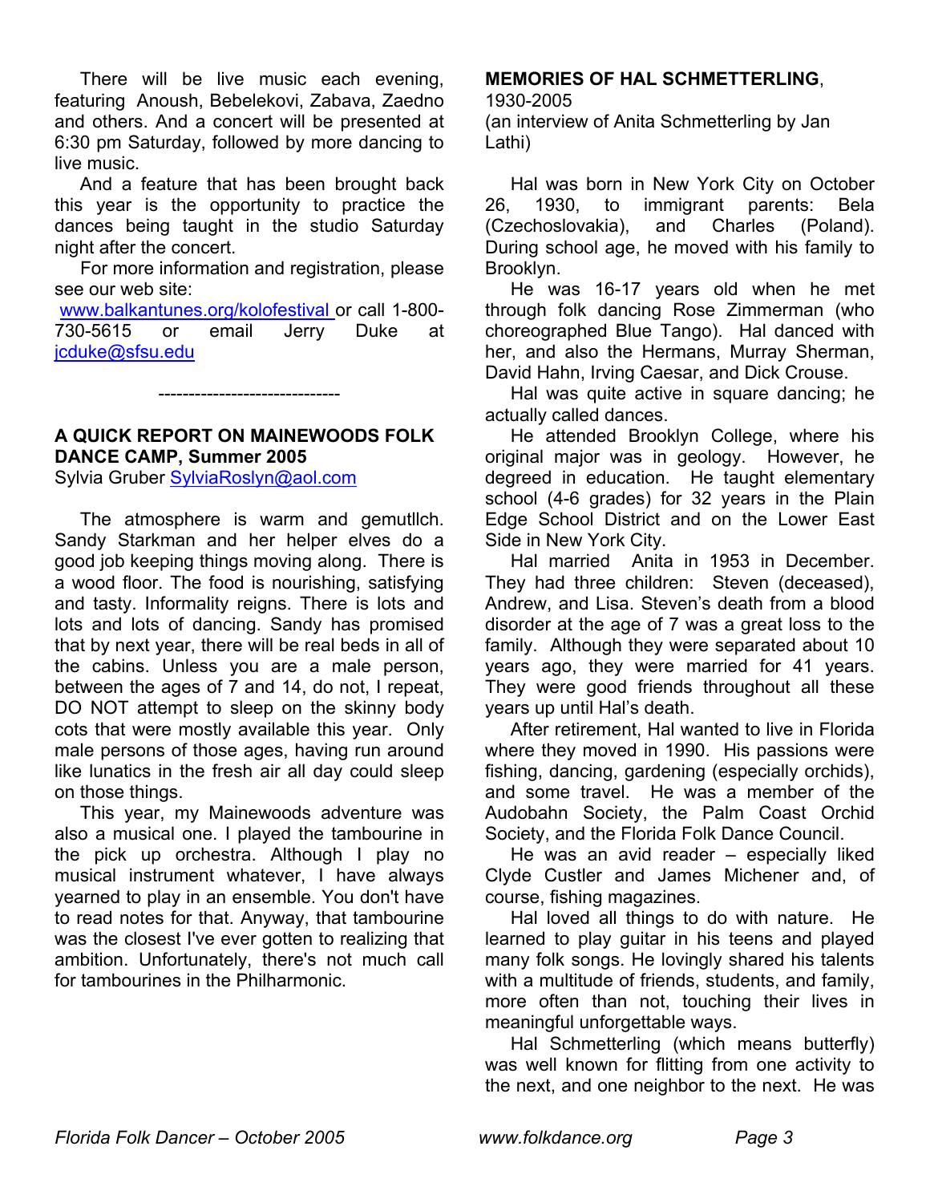There will be live music each evening, featuring Anoush, Bebelekovi, Zabava, Zaedno and others. And a concert will be presented at 6:30 pm Saturday, followed by more dancing to live music.

And a feature that has been brought back this year is the opportunity to practice the dances being taught in the studio Saturday night after the concert.

For more information and registration, please see our web site: www.balkantunes.org/kolofestival or call 1-800-730-5615 or email Jerry Duke at jcduke@sfsu.edu

------------------------------

**A QUICK REPORT ON MAINEWOODS FOLK DANCE CAMP, Summer 2005**

Sylvia Gruber SylviaRoslyn@aol.com

The atmosphere is warm and gemutllch. Sandy Starkman and her helper elves do a good job keeping things moving along. There is a wood floor. The food is nourishing, satisfying and tasty. Informality reigns. There is lots and lots and lots of dancing. Sandy has promised that by next year, there will be real beds in all of the cabins. Unless you are a male person, between the ages of 7 and 14, do not, I repeat, DO NOT attempt to sleep on the skinny body cots that were mostly available this year. Only male persons of those ages, having run around like lunatics in the fresh air all day could sleep on those things.

This year, my Mainewoods adventure was also a musical one. I played the tambourine in the pick up orchestra. Although I play no musical instrument whatever, I have always yearned to play in an ensemble. You don't have to read notes for that. Anyway, that tambourine was the closest I've ever gotten to realizing that ambition. Unfortunately, there's not much call for tambourines in the Philharmonic.

**MEMORIES OF HAL SCHMETTERLING**, 1930-2005

(an interview of Anita Schmetterling by Jan Lathi)

Hal was born in New York City on October 26, 1930, to immigrant parents: Bela (Czechoslovakia), and Charles (Poland). During school age, he moved with his family to Brooklyn.

He was 16-17 years old when he met through folk dancing Rose Zimmerman (who choreographed Blue Tango). Hal danced with her, and also the Hermans, Murray Sherman, David Hahn, Irving Caesar, and Dick Crouse.

Hal was quite active in square dancing; he actually called dances.

He attended Brooklyn College, where his original major was in geology. However, he degreed in education. He taught elementary school (4-6 grades) for 32 years in the Plain Edge School District and on the Lower East Side in New York City.

Hal married Anita in 1953 in December. They had three children: Steven (deceased), Andrew, and Lisa. Steven's death from a blood disorder at the age of 7 was a great loss to the family. Although they were separated about 10 years ago, they were married for 41 years. They were good friends throughout all these years up until Hal's death.

After retirement, Hal wanted to live in Florida where they moved in 1990. His passions were fishing, dancing, gardening (especially orchids), and some travel. He was a member of the Audobahn Society, the Palm Coast Orchid Society, and the Florida Folk Dance Council.

He was an avid reader – especially liked Clyde Custler and James Michener and, of course, fishing magazines.

Hal loved all things to do with nature. He learned to play guitar in his teens and played many folk songs. He lovingly shared his talents with a multitude of friends, students, and family, more often than not, touching their lives in meaningful unforgettable ways.

Hal Schmetterling (which means butterfly) was well known for flitting from one activity to the next, and one neighbor to the next. He was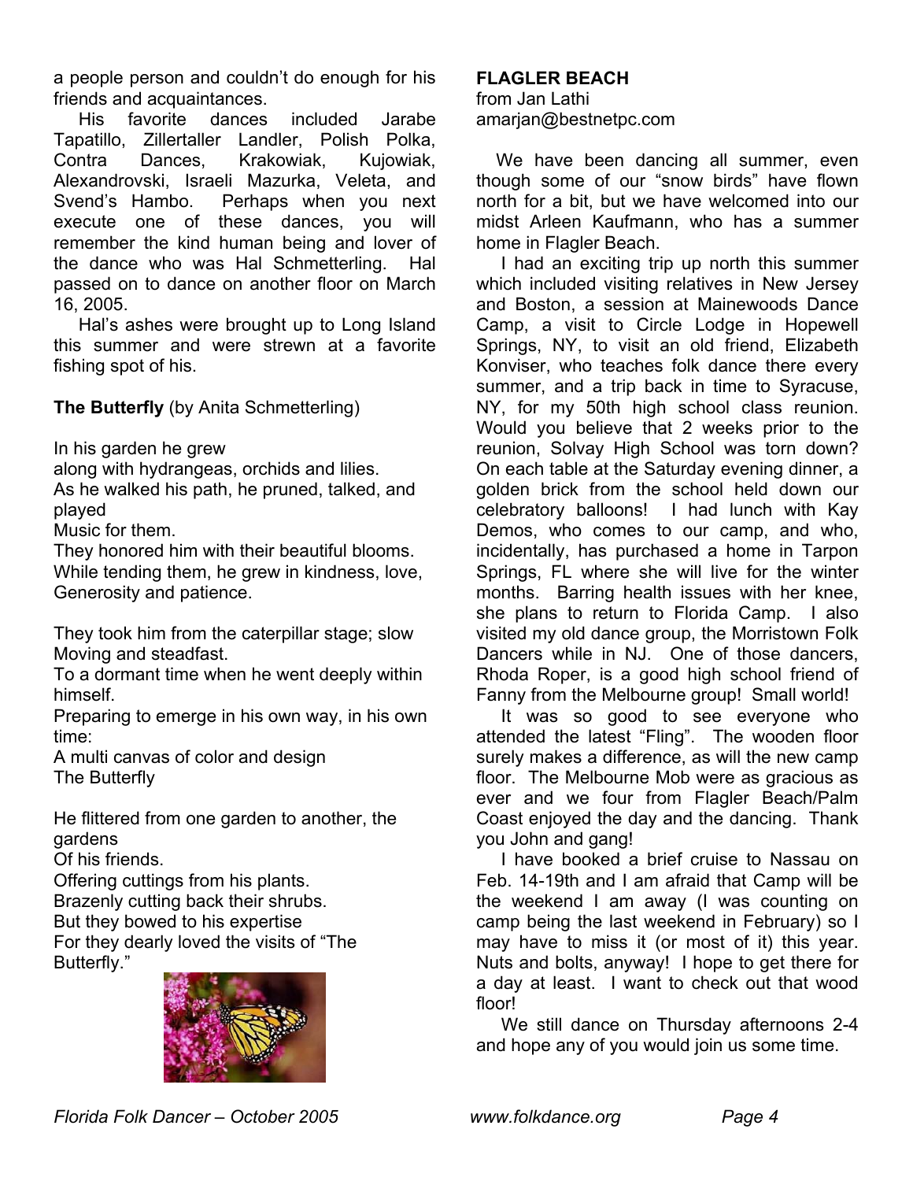a people person and couldn't do enough for his friends and acquaintances.

His favorite dances included Jarabe Tapatillo, Zillertaller Landler, Polish Polka, Contra Dances, Krakowiak, Kujowiak, Alexandrovski, Israeli Mazurka, Veleta, and Svend's Hambo. Perhaps when you next execute one of these dances, you will remember the kind human being and lover of the dance who was Hal Schmetterling. Hal passed on to dance on another floor on March 16, 2005.

Hal's ashes were brought up to Long Island this summer and were strewn at a favorite fishing spot of his.

**The Butterfly** (by Anita Schmetterling)

In his garden he grew
along with hydrangeas, orchids and lilies.
As he walked his path, he pruned, talked, and played
Music for them.
They honored him with their beautiful blooms.
While tending them, he grew in kindness, love, Generosity and patience.

They took him from the caterpillar stage; slow Moving and steadfast.
To a dormant time when he went deeply within himself.
Preparing to emerge in his own way, in his own time:
A multi canvas of color and design
The Butterfly

He flittered from one garden to another, the gardens
Of his friends.
Offering cuttings from his plants.
Brazenly cutting back their shrubs.
But they bowed to his expertise
For they dearly loved the visits of "The Butterfly."

**FLAGLER BEACH**
from Jan Lathi
amarjan@bestnetpc.com

We have been dancing all summer, even though some of our "snow birds" have flown north for a bit, but we have welcomed into our midst Arleen Kaufmann, who has a summer home in Flagler Beach.

I had an exciting trip up north this summer which included visiting relatives in New Jersey and Boston, a session at Mainewoods Dance Camp, a visit to Circle Lodge in Hopewell Springs, NY, to visit an old friend, Elizabeth Konviser, who teaches folk dance there every summer, and a trip back in time to Syracuse, NY, for my 50th high school class reunion. Would you believe that 2 weeks prior to the reunion, Solvay High School was torn down? On each table at the Saturday evening dinner, a golden brick from the school held down our celebratory balloons! I had lunch with Kay Demos, who comes to our camp, and who, incidentally, has purchased a home in Tarpon Springs, FL where she will live for the winter months. Barring health issues with her knee, she plans to return to Florida Camp. I also visited my old dance group, the Morristown Folk Dancers while in NJ. One of those dancers, Rhoda Roper, is a good high school friend of Fanny from the Melbourne group! Small world!

It was so good to see everyone who attended the latest "Fling". The wooden floor surely makes a difference, as will the new camp floor. The Melbourne Mob were as gracious as ever and we four from Flagler Beach/Palm Coast enjoyed the day and the dancing. Thank you John and gang!

I have booked a brief cruise to Nassau on Feb. 14-19th and I am afraid that Camp will be the weekend I am away (I was counting on camp being the last weekend in February) so I may have to miss it (or most of it) this year. Nuts and bolts, anyway! I hope to get there for a day at least. I want to check out that wood floor!

We still dance on Thursday afternoons 2-4 and hope any of you would join us some time.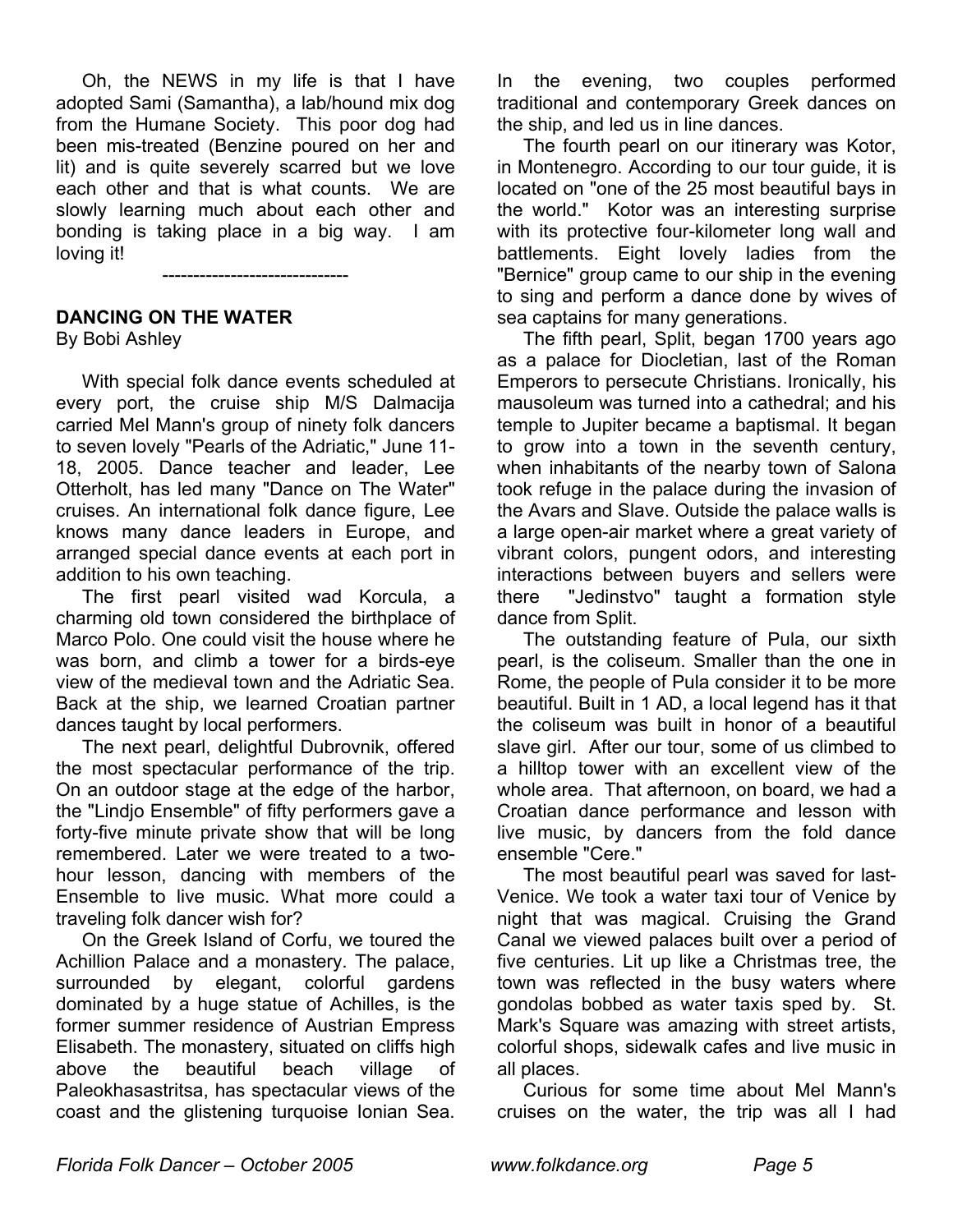Oh, the NEWS in my life is that I have adopted Sami (Samantha), a lab/hound mix dog from the Humane Society. This poor dog had been mis-treated (Benzine poured on her and lit) and is quite severely scarred but we love each other and that is what counts. We are slowly learning much about each other and bonding is taking place in a big way. I am loving it!

------------------------------

**DANCING ON THE WATER**

By Bobi Ashley

With special folk dance events scheduled at every port, the cruise ship M/S Dalmacija carried Mel Mann's group of ninety folk dancers to seven lovely "Pearls of the Adriatic," June 11-18, 2005. Dance teacher and leader, Lee Otterholt, has led many "Dance on The Water" cruises. An international folk dance figure, Lee knows many dance leaders in Europe, and arranged special dance events at each port in addition to his own teaching.

The first pearl visited wad Korcula, a charming old town considered the birthplace of Marco Polo. One could visit the house where he was born, and climb a tower for a birds-eye view of the medieval town and the Adriatic Sea. Back at the ship, we learned Croatian partner dances taught by local performers.

The next pearl, delightful Dubrovnik, offered the most spectacular performance of the trip. On an outdoor stage at the edge of the harbor, the "Lindjo Ensemble" of fifty performers gave a forty-five minute private show that will be long remembered. Later we were treated to a two-hour lesson, dancing with members of the Ensemble to live music. What more could a traveling folk dancer wish for?

On the Greek Island of Corfu, we toured the Achillion Palace and a monastery. The palace, surrounded by elegant, colorful gardens dominated by a huge statue of Achilles, is the former summer residence of Austrian Empress Elisabeth. The monastery, situated on cliffs high above the beautiful beach village of Paleokhasastritsa, has spectacular views of the coast and the glistening turquoise Ionian Sea. In the evening, two couples performed traditional and contemporary Greek dances on the ship, and led us in line dances.

The fourth pearl on our itinerary was Kotor, in Montenegro. According to our tour guide, it is located on "one of the 25 most beautiful bays in the world." Kotor was an interesting surprise with its protective four-kilometer long wall and battlements. Eight lovely ladies from the "Bernice" group came to our ship in the evening to sing and perform a dance done by wives of sea captains for many generations.

The fifth pearl, Split, began 1700 years ago as a palace for Diocletian, last of the Roman Emperors to persecute Christians. Ironically, his mausoleum was turned into a cathedral; and his temple to Jupiter became a baptismal. It began to grow into a town in the seventh century, when inhabitants of the nearby town of Salona took refuge in the palace during the invasion of the Avars and Slave. Outside the palace walls is a large open-air market where a great variety of vibrant colors, pungent odors, and interesting interactions between buyers and sellers were there "Jedinstvo" taught a formation style dance from Split.

The outstanding feature of Pula, our sixth pearl, is the coliseum. Smaller than the one in Rome, the people of Pula consider it to be more beautiful. Built in 1 AD, a local legend has it that the coliseum was built in honor of a beautiful slave girl. After our tour, some of us climbed to a hilltop tower with an excellent view of the whole area. That afternoon, on board, we had a Croatian dance performance and lesson with live music, by dancers from the fold dance ensemble "Cere."

The most beautiful pearl was saved for last-Venice. We took a water taxi tour of Venice by night that was magical. Cruising the Grand Canal we viewed palaces built over a period of five centuries. Lit up like a Christmas tree, the town was reflected in the busy waters where gondolas bobbed as water taxis sped by. St. Mark's Square was amazing with street artists, colorful shops, sidewalk cafes and live music in all places.

Curious for some time about Mel Mann's cruises on the water, the trip was all I had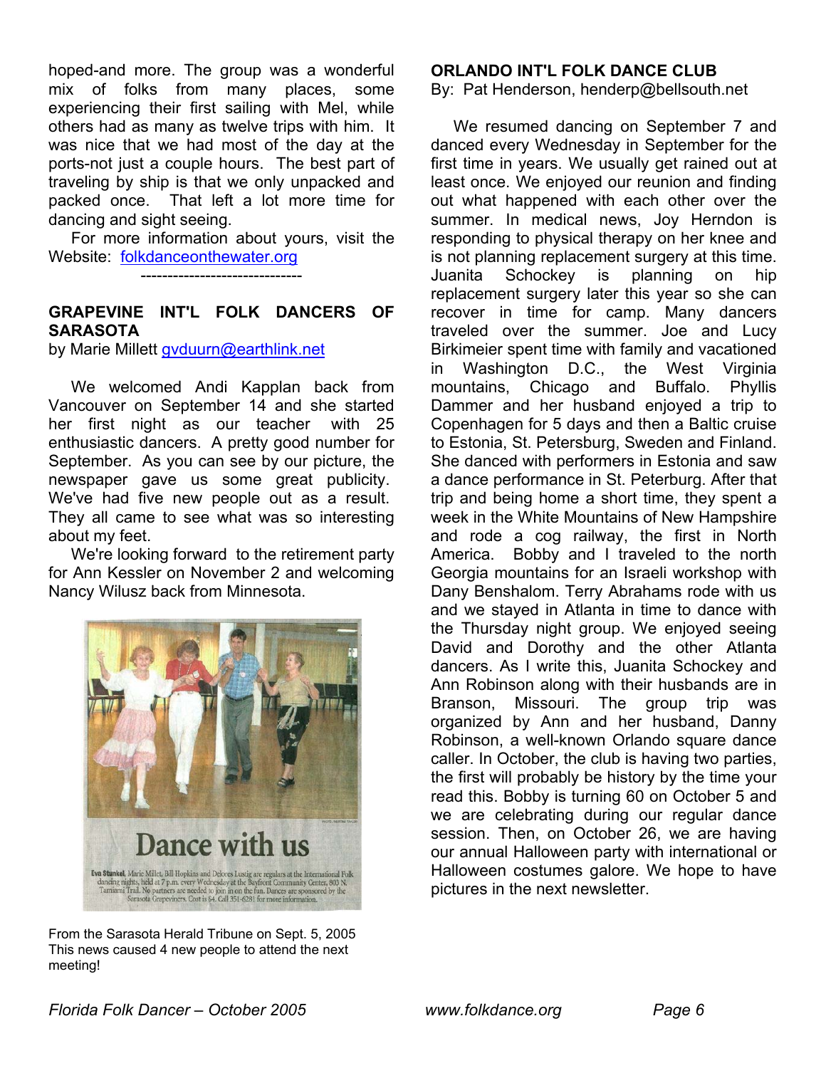hoped-and more. The group was a wonderful mix of folks from many places, some experiencing their first sailing with Mel, while others had as many as twelve trips with him. It was nice that we had most of the day at the ports-not just a couple hours. The best part of traveling by ship is that we only unpacked and packed once. That left a lot more time for dancing and sight seeing.

For more information about yours, visit the Website: folkdanceonthewater.org

------------------------------

## GRAPEVINE INT'L FOLK DANCERS OF SARASOTA

by Marie Millett gvduurn@earthlink.net

We welcomed Andi Kapplan back from Vancouver on September 14 and she started her first night as our teacher with 25 enthusiastic dancers. A pretty good number for September. As you can see by our picture, the newspaper gave us some great publicity. We've had five new people out as a result. They all came to see what was so interesting about my feet.

We're looking forward to the retirement party for Ann Kessler on November 2 and welcoming Nancy Wilusz back from Minnesota.

**Dance with us**

Eva Stunkel, Marie Millet, Bill Hopkins and Delores Lustig are regulars at the International Folk dancing nights, held at 7 p.m. every Wednesday at the Bayfront Community Center, 803 N. Tamiami Trail. No partners are needed to join in on the fun. Dances are sponsored by the Sarasota Grapeviners. Cost is $4. Call 351-6281 for more information.

From the Sarasota Herald Tribune on Sept. 5, 2005
This news caused 4 new people to attend the next meeting!

## ORLANDO INT'L FOLK DANCE CLUB

By: Pat Henderson, henderp@bellsouth.net

We resumed dancing on September 7 and danced every Wednesday in September for the first time in years. We usually get rained out at least once. We enjoyed our reunion and finding out what happened with each other over the summer. In medical news, Joy Herndon is responding to physical therapy on her knee and is not planning replacement surgery at this time. Juanita Schockey is planning on hip replacement surgery later this year so she can recover in time for camp. Many dancers traveled over the summer. Joe and Lucy Birkimeier spent time with family and vacationed in Washington D.C., the West Virginia mountains, Chicago and Buffalo. Phyllis Dammer and her husband enjoyed a trip to Copenhagen for 5 days and then a Baltic cruise to Estonia, St. Petersburg, Sweden and Finland. She danced with performers in Estonia and saw a dance performance in St. Peterburg. After that trip and being home a short time, they spent a week in the White Mountains of New Hampshire and rode a cog railway, the first in North America. Bobby and I traveled to the north Georgia mountains for an Israeli workshop with Dany Benshalom. Terry Abrahams rode with us and we stayed in Atlanta in time to dance with the Thursday night group. We enjoyed seeing David and Dorothy and the other Atlanta dancers. As I write this, Juanita Schockey and Ann Robinson along with their husbands are in Branson, Missouri. The group trip was organized by Ann and her husband, Danny Robinson, a well-known Orlando square dance caller. In October, the club is having two parties, the first will probably be history by the time your read this. Bobby is turning 60 on October 5 and we are celebrating during our regular dance session. Then, on October 26, we are having our annual Halloween party with international or Halloween costumes galore. We hope to have pictures in the next newsletter.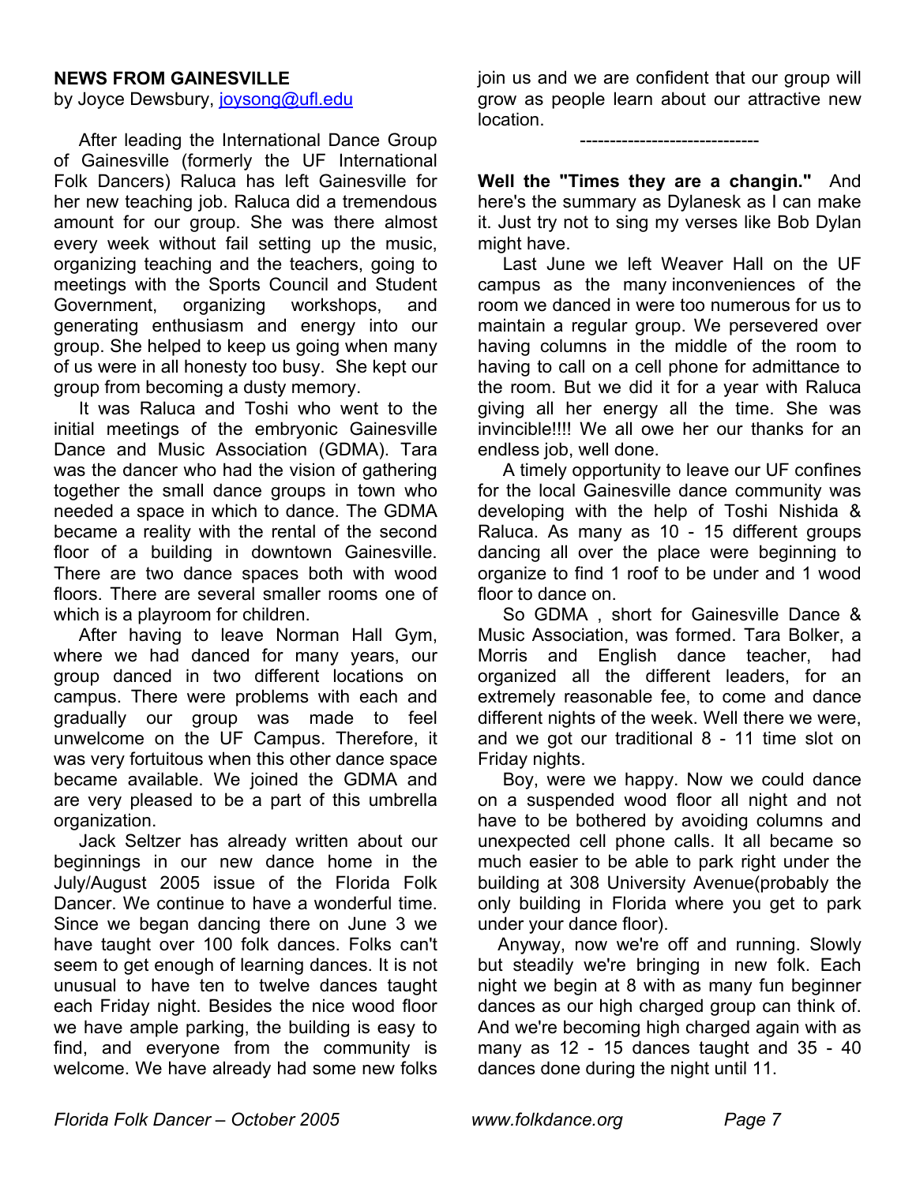**NEWS FROM GAINESVILLE**

by Joyce Dewsbury, joysong@ufl.edu

After leading the International Dance Group of Gainesville (formerly the UF International Folk Dancers) Raluca has left Gainesville for her new teaching job. Raluca did a tremendous amount for our group. She was there almost every week without fail setting up the music, organizing teaching and the teachers, going to meetings with the Sports Council and Student Government, organizing workshops, and generating enthusiasm and energy into our group. She helped to keep us going when many of us were in all honesty too busy. She kept our group from becoming a dusty memory.

It was Raluca and Toshi who went to the initial meetings of the embryonic Gainesville Dance and Music Association (GDMA). Tara was the dancer who had the vision of gathering together the small dance groups in town who needed a space in which to dance. The GDMA became a reality with the rental of the second floor of a building in downtown Gainesville. There are two dance spaces both with wood floors. There are several smaller rooms one of which is a playroom for children.

After having to leave Norman Hall Gym, where we had danced for many years, our group danced in two different locations on campus. There were problems with each and gradually our group was made to feel unwelcome on the UF Campus. Therefore, it was very fortuitous when this other dance space became available. We joined the GDMA and are very pleased to be a part of this umbrella organization.

Jack Seltzer has already written about our beginnings in our new dance home in the July/August 2005 issue of the Florida Folk Dancer. We continue to have a wonderful time. Since we began dancing there on June 3 we have taught over 100 folk dances. Folks can't seem to get enough of learning dances. It is not unusual to have ten to twelve dances taught each Friday night. Besides the nice wood floor we have ample parking, the building is easy to find, and everyone from the community is welcome. We have already had some new folks join us and we are confident that our group will grow as people learn about our attractive new location.

------------------------------

**Well the "Times they are a changin."** And here's the summary as Dylanesk as I can make it. Just try not to sing my verses like Bob Dylan might have.

Last June we left Weaver Hall on the UF campus as the many inconveniences of the room we danced in were too numerous for us to maintain a regular group. We persevered over having columns in the middle of the room to having to call on a cell phone for admittance to the room. But we did it for a year with Raluca giving all her energy all the time. She was invincible!!!! We all owe her our thanks for an endless job, well done.

A timely opportunity to leave our UF confines for the local Gainesville dance community was developing with the help of Toshi Nishida & Raluca. As many as 10 - 15 different groups dancing all over the place were beginning to organize to find 1 roof to be under and 1 wood floor to dance on.

So GDMA , short for Gainesville Dance & Music Association, was formed. Tara Bolker, a Morris and English dance teacher, had organized all the different leaders, for an extremely reasonable fee, to come and dance different nights of the week. Well there we were, and we got our traditional 8 - 11 time slot on Friday nights.

Boy, were we happy. Now we could dance on a suspended wood floor all night and not have to be bothered by avoiding columns and unexpected cell phone calls. It all became so much easier to be able to park right under the building at 308 University Avenue(probably the only building in Florida where you get to park under your dance floor).

Anyway, now we're off and running. Slowly but steadily we're bringing in new folk. Each night we begin at 8 with as many fun beginner dances as our high charged group can think of. And we're becoming high charged again with as many as 12 - 15 dances taught and 35 - 40 dances done during the night until 11.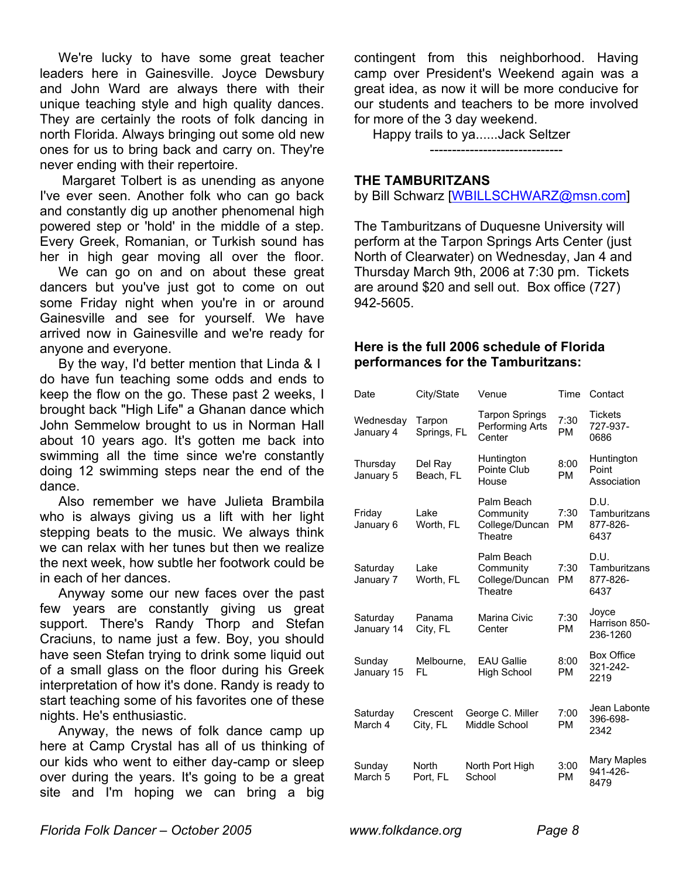We're lucky to have some great teacher leaders here in Gainesville. Joyce Dewsbury and John Ward are always there with their unique teaching style and high quality dances. They are certainly the roots of folk dancing in north Florida. Always bringing out some old new ones for us to bring back and carry on. They're never ending with their repertoire.

Margaret Tolbert is as unending as anyone I've ever seen. Another folk who can go back and constantly dig up another phenomenal high powered step or 'hold' in the middle of a step. Every Greek, Romanian, or Turkish sound has her in high gear moving all over the floor.

We can go on and on about these great dancers but you've just got to come on out some Friday night when you're in or around Gainesville and see for yourself. We have arrived now in Gainesville and we're ready for anyone and everyone.

By the way, I'd better mention that Linda & I do have fun teaching some odds and ends to keep the flow on the go. These past 2 weeks, I brought back "High Life" a Ghanan dance which John Semmelow brought to us in Norman Hall about 10 years ago. It's gotten me back into swimming all the time since we're constantly doing 12 swimming steps near the end of the dance.

Also remember we have Julieta Brambila who is always giving us a lift with her light stepping beats to the music. We always think we can relax with her tunes but then we realize the next week, how subtle her footwork could be in each of her dances.

Anyway some our new faces over the past few years are constantly giving us great support. There's Randy Thorp and Stefan Craciuns, to name just a few. Boy, you should have seen Stefan trying to drink some liquid out of a small glass on the floor during his Greek interpretation of how it's done. Randy is ready to start teaching some of his favorites one of these nights. He's enthusiastic.

Anyway, the news of folk dance camp up here at Camp Crystal has all of us thinking of our kids who went to either day-camp or sleep over during the years. It's going to be a great site and I'm hoping we can bring a big contingent from this neighborhood. Having camp over President's Weekend again was a great idea, as now it will be more conducive for our students and teachers to be more involved for more of the 3 day weekend.

Happy trails to ya......Jack Seltzer

------------------------------

## THE TAMBURITZANS

by Bill Schwarz [WBILLSCHWARZ@msn.com]

The Tamburitzans of Duquesne University will perform at the Tarpon Springs Arts Center (just North of Clearwater) on Wednesday, Jan 4 and Thursday March 9th, 2006 at 7:30 pm. Tickets are around $20 and sell out. Box office (727) 942-5605.

**Here is the full 2006 schedule of Florida performances for the Tamburitzans:**

| Date | City/State | Venue | Time | Contact |
|---|---|---|---|---|
| Wednesday January 4 | Tarpon Springs, FL | Tarpon Springs Performing Arts Center | 7:30 PM | Tickets 727-937-0686 |
| Thursday January 5 | Del Ray Beach, FL | Huntington Pointe Club House | 8:00 PM | Huntington Point Association |
| Friday January 6 | Lake Worth, FL | Palm Beach Community College/Duncan Theatre | 7:30 PM | D.U. Tamburitzans 877-826-6437 |
| Saturday January 7 | Lake Worth, FL | Palm Beach Community College/Duncan Theatre | 7:30 PM | D.U. Tamburitzans 877-826-6437 |
| Saturday January 14 | Panama City, FL | Marina Civic Center | 7:30 PM | Joyce Harrison 850-236-1260 |
| Sunday January 15 | Melbourne, FL | EAU Gallie High School | 8:00 PM | Box Office 321-242-2219 |
| Saturday March 4 | Crescent City, FL | George C. Miller Middle School | 7:00 PM | Jean Labonte 396-698-2342 |
| Sunday March 5 | North Port, FL | North Port High School | 3:00 PM | Mary Maples 941-426-8479 |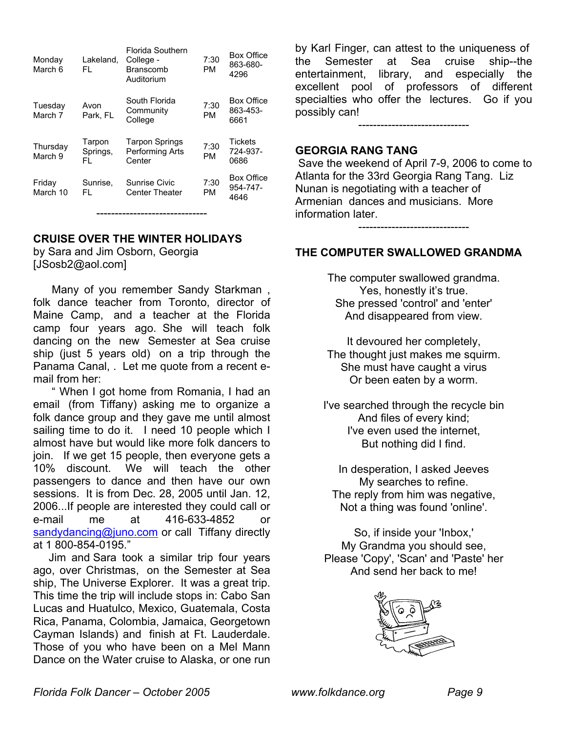| | | | | |
|---|---|---|---|---|
| Monday March 6 | Lakeland, FL | Florida Southern College - Branscomb Auditorium | 7:30 PM | Box Office 863-680-4296 |
| Tuesday March 7 | Avon Park, FL | South Florida Community College | 7:30 PM | Box Office 863-453-6661 |
| Thursday March 9 | Tarpon Springs, FL | Tarpon Springs Performing Arts Center | 7:30 PM | Tickets 724-937-0686 |
| Friday March 10 | Sunrise, FL | Sunrise Civic Center Theater | 7:30 PM | Box Office 954-747-4646 |

------------------------------

**CRUISE OVER THE WINTER HOLIDAYS**
by Sara and Jim Osborn, Georgia
[JSosb2@aol.com]

Many of you remember Sandy Starkman , folk dance teacher from Toronto, director of Maine Camp, and a teacher at the Florida camp four years ago. She will teach folk dancing on the new Semester at Sea cruise ship (just 5 years old) on a trip through the Panama Canal, . Let me quote from a recent e-mail from her:

" When I got home from Romania, I had an email (from Tiffany) asking me to organize a folk dance group and they gave me until almost sailing time to do it. I need 10 people which I almost have but would like more folk dancers to join. If we get 15 people, then everyone gets a 10% discount. We will teach the other passengers to dance and then have our own sessions. It is from Dec. 28, 2005 until Jan. 12, 2006...If people are interested they could call or e-mail me at 416-633-4852 or sandydancing@juno.com or call Tiffany directly at 1 800-854-0195."

Jim and Sara took a similar trip four years ago, over Christmas, on the Semester at Sea ship, The Universe Explorer. It was a great trip. This time the trip will include stops in: Cabo San Lucas and Huatulco, Mexico, Guatemala, Costa Rica, Panama, Colombia, Jamaica, Georgetown Cayman Islands) and finish at Ft. Lauderdale. Those of you who have been on a Mel Mann Dance on the Water cruise to Alaska, or one run by Karl Finger, can attest to the uniqueness of the Semester at Sea cruise ship--the entertainment, library, and especially the excellent pool of professors of different specialties who offer the lectures. Go if you possibly can!

------------------------------

**GEORGIA RANG TANG**

Save the weekend of April 7-9, 2006 to come to Atlanta for the 33rd Georgia Rang Tang. Liz Nunan is negotiating with a teacher of Armenian dances and musicians. More information later.

------------------------------

**THE COMPUTER SWALLOWED GRANDMA**

The computer swallowed grandma.
Yes, honestly it's true.
She pressed 'control' and 'enter'
And disappeared from view.

It devoured her completely,
The thought just makes me squirm.
She must have caught a virus
Or been eaten by a worm.

I've searched through the recycle bin
And files of every kind;
I've even used the internet,
But nothing did I find.

In desperation, I asked Jeeves
My searches to refine.
The reply from him was negative,
Not a thing was found 'online'.

So, if inside your 'Inbox,'
My Grandma you should see,
Please 'Copy', 'Scan' and 'Paste' her
And send her back to me!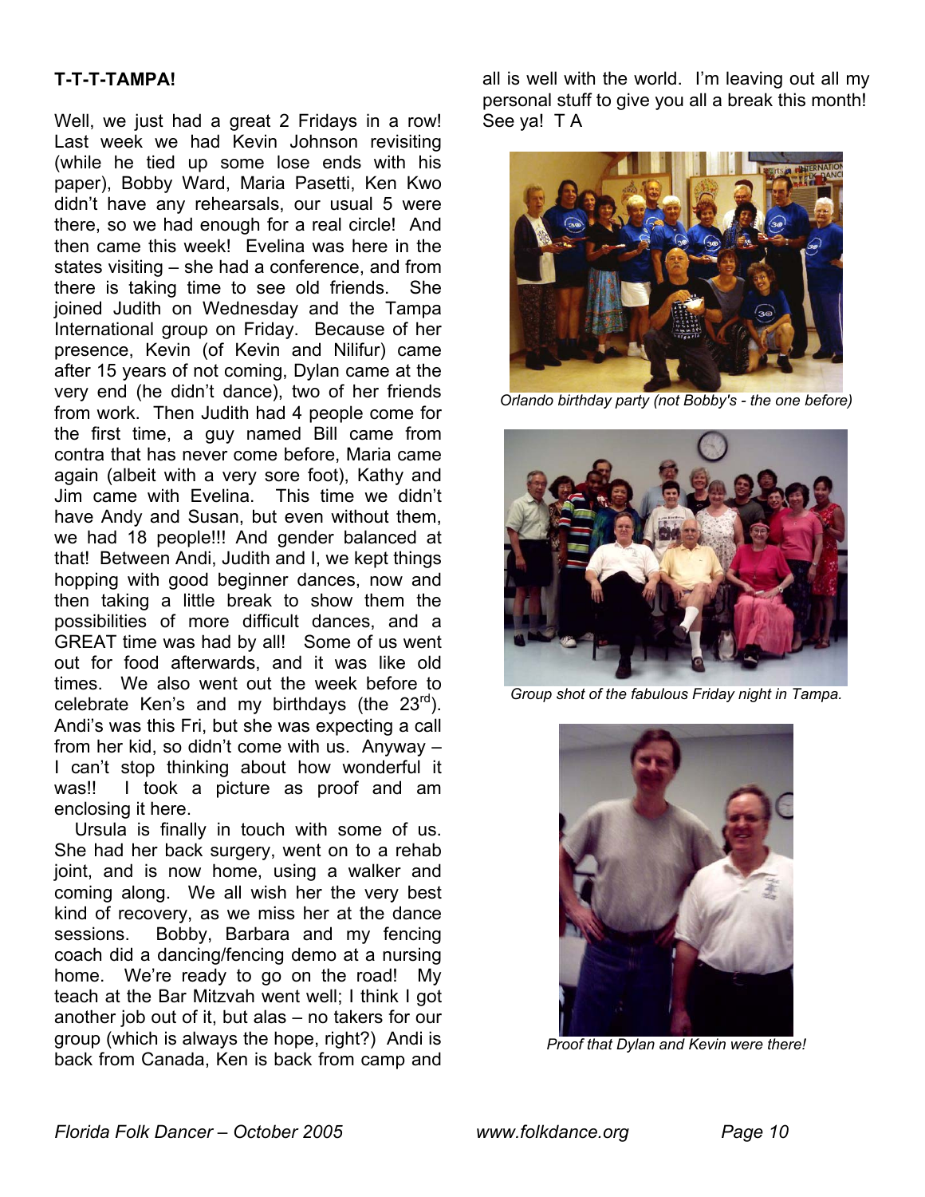**T-T-T-TAMPA!**

Well, we just had a great 2 Fridays in a row! Last week we had Kevin Johnson revisiting (while he tied up some lose ends with his paper), Bobby Ward, Maria Pasetti, Ken Kwo didn't have any rehearsals, our usual 5 were there, so we had enough for a real circle! And then came this week! Evelina was here in the states visiting – she had a conference, and from there is taking time to see old friends. She joined Judith on Wednesday and the Tampa International group on Friday. Because of her presence, Kevin (of Kevin and Nilifur) came after 15 years of not coming, Dylan came at the very end (he didn't dance), two of her friends from work. Then Judith had 4 people come for the first time, a guy named Bill came from contra that has never come before, Maria came again (albeit with a very sore foot), Kathy and Jim came with Evelina. This time we didn't have Andy and Susan, but even without them, we had 18 people!!! And gender balanced at that! Between Andi, Judith and I, we kept things hopping with good beginner dances, now and then taking a little break to show them the possibilities of more difficult dances, and a GREAT time was had by all! Some of us went out for food afterwards, and it was like old times. We also went out the week before to celebrate Ken's and my birthdays (the 23rd). Andi's was this Fri, but she was expecting a call from her kid, so didn't come with us. Anyway – I can't stop thinking about how wonderful it was!! I took a picture as proof and am enclosing it here.

Ursula is finally in touch with some of us. She had her back surgery, went on to a rehab joint, and is now home, using a walker and coming along. We all wish her the very best kind of recovery, as we miss her at the dance sessions. Bobby, Barbara and my fencing coach did a dancing/fencing demo at a nursing home. We're ready to go on the road! My teach at the Bar Mitzvah went well; I think I got another job out of it, but alas – no takers for our group (which is always the hope, right?) Andi is back from Canada, Ken is back from camp and all is well with the world. I'm leaving out all my personal stuff to give you all a break this month! See ya! T A

*Orlando birthday party (not Bobby's - the one before)*

*Group shot of the fabulous Friday night in Tampa.*

*Proof that Dylan and Kevin were there!*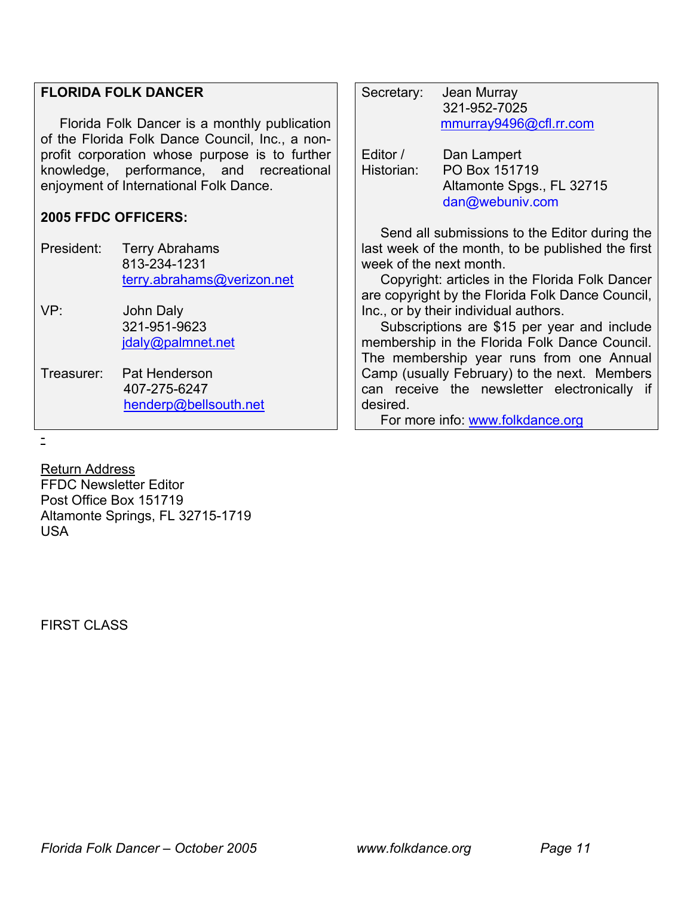**FLORIDA FOLK DANCER**

Florida Folk Dancer is a monthly publication of the Florida Folk Dance Council, Inc., a non-profit corporation whose purpose is to further knowledge, performance, and recreational enjoyment of International Folk Dance.

**2005 FFDC OFFICERS:**

President: Terry Abrahams
813-234-1231
terry.abrahams@verizon.net

VP: John Daly
321-951-9623
jdaly@palmnet.net

Treasurer: Pat Henderson
407-275-6247
henderp@bellsouth.net

Secretary: Jean Murray
321-952-7025
mmurray9496@cfl.rr.com

Editor / Historian: Dan Lampert
PO Box 151719
Altamonte Spgs., FL 32715
dan@webuniv.com

Send all submissions to the Editor during the last week of the month, to be published the first week of the next month.

Copyright: articles in the Florida Folk Dancer are copyright by the Florida Folk Dance Council, Inc., or by their individual authors.

Subscriptions are $15 per year and include membership in the Florida Folk Dance Council. The membership year runs from one Annual Camp (usually February) to the next. Members can receive the newsletter electronically if desired.

For more info: www.folkdance.org

-

Return Address
FFDC Newsletter Editor
Post Office Box 151719
Altamonte Springs, FL 32715-1719
USA

FIRST CLASS